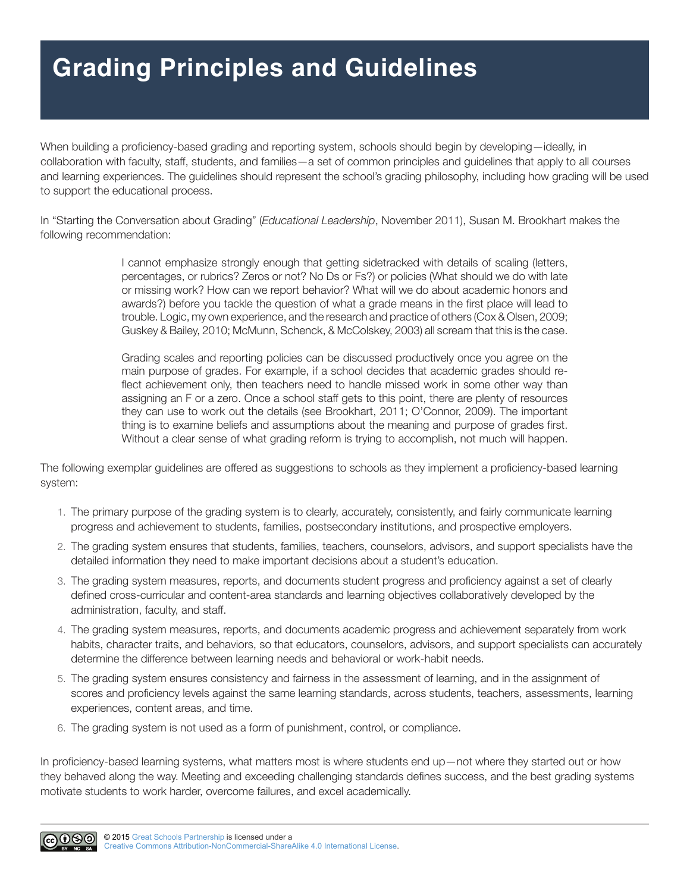# Grading Principles and Guidelines

When building a proficiency-based grading and reporting system, schools should begin by developing—ideally, in collaboration with faculty, staff, students, and families—a set of common principles and guidelines that apply to all courses and learning experiences. The guidelines should represent the school's grading philosophy, including how grading will be used to support the educational process.

In "Starting the Conversation about Grading" (*Educational Leadership*, November 2011), Susan M. Brookhart makes the following recommendation:

> I cannot emphasize strongly enough that getting sidetracked with details of scaling (letters, percentages, or rubrics? Zeros or not? No Ds or Fs?) or policies (What should we do with late or missing work? How can we report behavior? What will we do about academic honors and awards?) before you tackle the question of what a grade means in the first place will lead to trouble. Logic, my own experience, and the research and practice of others (Cox & Olsen, 2009; Guskey & Bailey, 2010; McMunn, Schenck, & McColskey, 2003) all scream that this is the case.
>
> Grading scales and reporting policies can be discussed productively once you agree on the main purpose of grades. For example, if a school decides that academic grades should reflect achievement only, then teachers need to handle missed work in some other way than assigning an F or a zero. Once a school staff gets to this point, there are plenty of resources they can use to work out the details (see Brookhart, 2011; O'Connor, 2009). The important thing is to examine beliefs and assumptions about the meaning and purpose of grades first. Without a clear sense of what grading reform is trying to accomplish, not much will happen.

The following exemplar guidelines are offered as suggestions to schools as they implement a proficiency-based learning system:

1. The primary purpose of the grading system is to clearly, accurately, consistently, and fairly communicate learning progress and achievement to students, families, postsecondary institutions, and prospective employers.
2. The grading system ensures that students, families, teachers, counselors, advisors, and support specialists have the detailed information they need to make important decisions about a student's education.
3. The grading system measures, reports, and documents student progress and proficiency against a set of clearly defined cross-curricular and content-area standards and learning objectives collaboratively developed by the administration, faculty, and staff.
4. The grading system measures, reports, and documents academic progress and achievement separately from work habits, character traits, and behaviors, so that educators, counselors, advisors, and support specialists can accurately determine the difference between learning needs and behavioral or work-habit needs.
5. The grading system ensures consistency and fairness in the assessment of learning, and in the assignment of scores and proficiency levels against the same learning standards, across students, teachers, assessments, learning experiences, content areas, and time.
6. The grading system is not used as a form of punishment, control, or compliance.

In proficiency-based learning systems, what matters most is where students end up—not where they started out or how they behaved along the way. Meeting and exceeding challenging standards defines success, and the best grading systems motivate students to work harder, overcome failures, and excel academically.

© 2015 Great Schools Partnership is licensed under a Creative Commons Attribution-NonCommercial-ShareAlike 4.0 International License.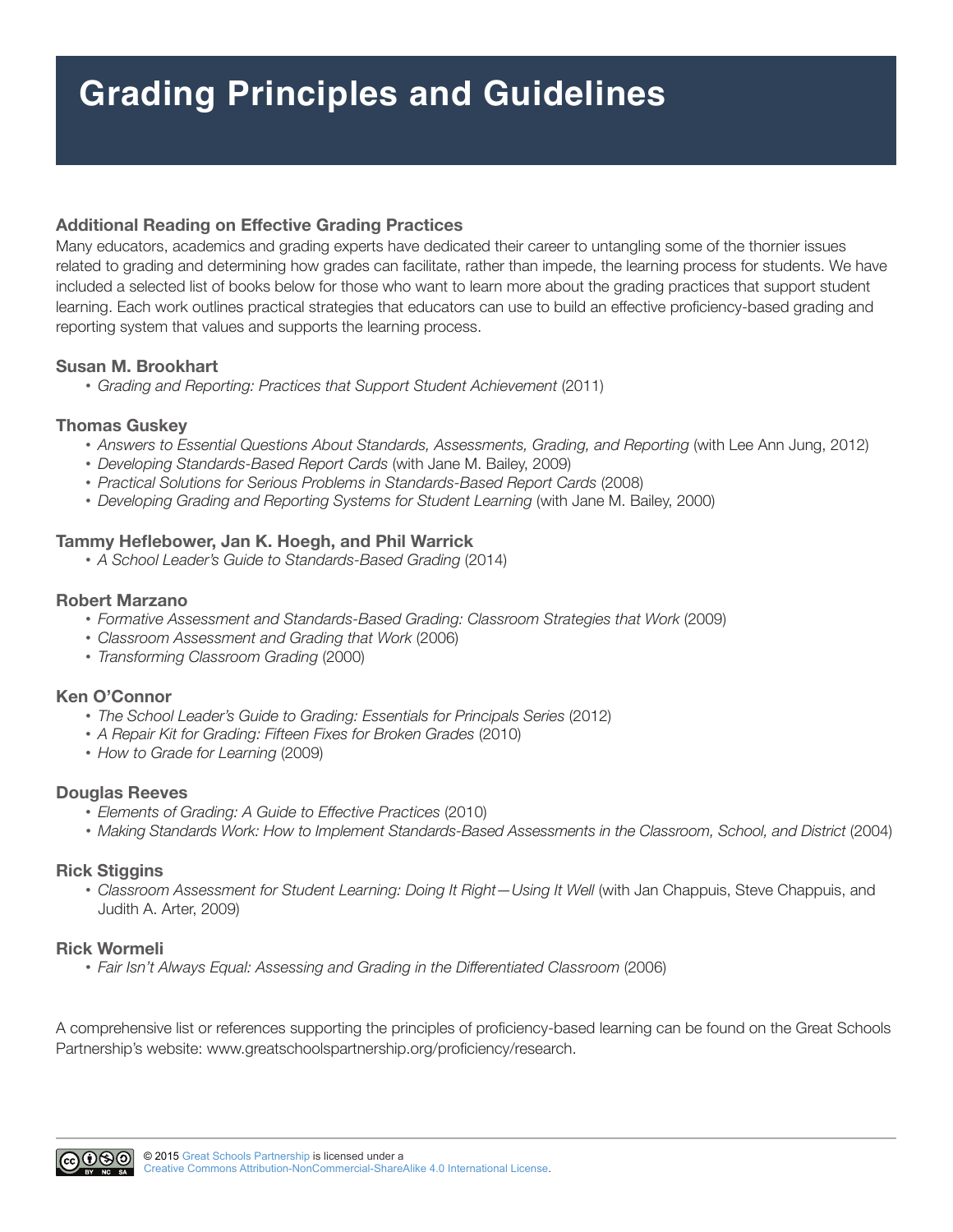# Grading Principles and Guidelines

## Additional Reading on Effective Grading Practices

Many educators, academics and grading experts have dedicated their career to untangling some of the thornier issues related to grading and determining how grades can facilitate, rather than impede, the learning process for students. We have included a selected list of books below for those who want to learn more about the grading practices that support student learning. Each work outlines practical strategies that educators can use to build an effective proficiency-based grading and reporting system that values and supports the learning process.

### Susan M. Brookhart

- *Grading and Reporting: Practices that Support Student Achievement* (2011)

### Thomas Guskey

- *Answers to Essential Questions About Standards, Assessments, Grading, and Reporting* (with Lee Ann Jung, 2012)
- *Developing Standards-Based Report Cards* (with Jane M. Bailey, 2009)
- *Practical Solutions for Serious Problems in Standards-Based Report Cards* (2008)
- *Developing Grading and Reporting Systems for Student Learning* (with Jane M. Bailey, 2000)

### Tammy Heflebower, Jan K. Hoegh, and Phil Warrick

- *A School Leader's Guide to Standards-Based Grading* (2014)

### Robert Marzano

- *Formative Assessment and Standards-Based Grading: Classroom Strategies that Work* (2009)
- *Classroom Assessment and Grading that Work* (2006)
- *Transforming Classroom Grading* (2000)

### Ken O'Connor

- *The School Leader's Guide to Grading: Essentials for Principals Series* (2012)
- *A Repair Kit for Grading: Fifteen Fixes for Broken Grades* (2010)
- *How to Grade for Learning* (2009)

### Douglas Reeves

- *Elements of Grading: A Guide to Effective Practices* (2010)
- *Making Standards Work: How to Implement Standards-Based Assessments in the Classroom, School, and District* (2004)

### Rick Stiggins

- *Classroom Assessment for Student Learning: Doing It Right—Using It Well* (with Jan Chappuis, Steve Chappuis, and Judith A. Arter, 2009)

### Rick Wormeli

- *Fair Isn't Always Equal: Assessing and Grading in the Differentiated Classroom* (2006)

A comprehensive list or references supporting the principles of proficiency-based learning can be found on the Great Schools Partnership's website: www.greatschoolspartnership.org/proficiency/research.

© 2015 Great Schools Partnership is licensed under a Creative Commons Attribution-NonCommercial-ShareAlike 4.0 International License.